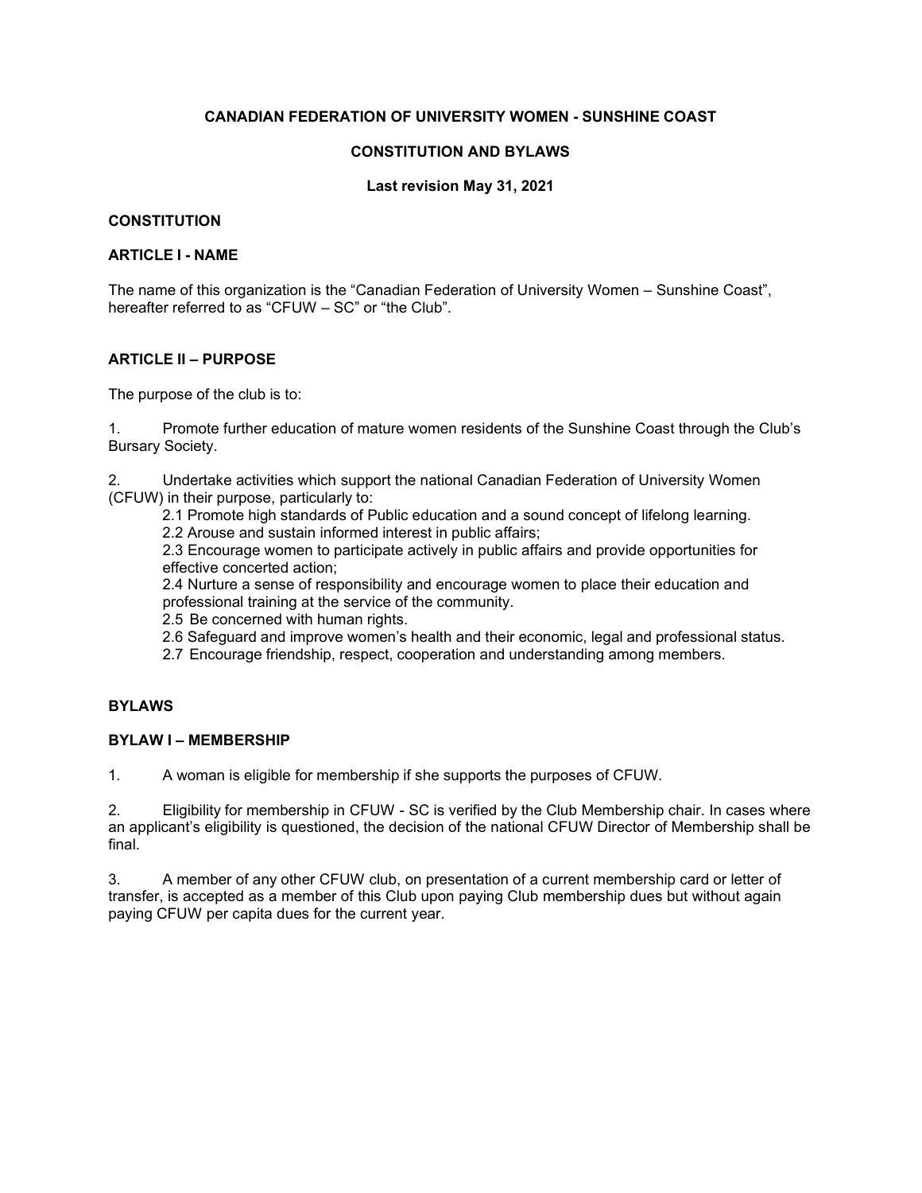# CANADIAN FEDERATION OF UNIVERSITY WOMEN - SUNSHINE COAST

## CONSTITUTION AND BYLAWS

**Last revision May 31, 2021**

## CONSTITUTION

### ARTICLE I - NAME

The name of this organization is the "Canadian Federation of University Women – Sunshine Coast", hereafter referred to as "CFUW – SC" or "the Club".

### ARTICLE II – PURPOSE

The purpose of the club is to:

1. Promote further education of mature women residents of the Sunshine Coast through the Club's Bursary Society.

2. Undertake activities which support the national Canadian Federation of University Women (CFUW) in their purpose, particularly to:
   - 2.1 Promote high standards of Public education and a sound concept of lifelong learning.
   - 2.2 Arouse and sustain informed interest in public affairs;
   - 2.3 Encourage women to participate actively in public affairs and provide opportunities for effective concerted action;
   - 2.4 Nurture a sense of responsibility and encourage women to place their education and professional training at the service of the community.
   - 2.5 Be concerned with human rights.
   - 2.6 Safeguard and improve women's health and their economic, legal and professional status.
   - 2.7 Encourage friendship, respect, cooperation and understanding among members.

## BYLAWS

### BYLAW I – MEMBERSHIP

1. A woman is eligible for membership if she supports the purposes of CFUW.

2. Eligibility for membership in CFUW - SC is verified by the Club Membership chair. In cases where an applicant's eligibility is questioned, the decision of the national CFUW Director of Membership shall be final.

3. A member of any other CFUW club, on presentation of a current membership card or letter of transfer, is accepted as a member of this Club upon paying Club membership dues but without again paying CFUW per capita dues for the current year.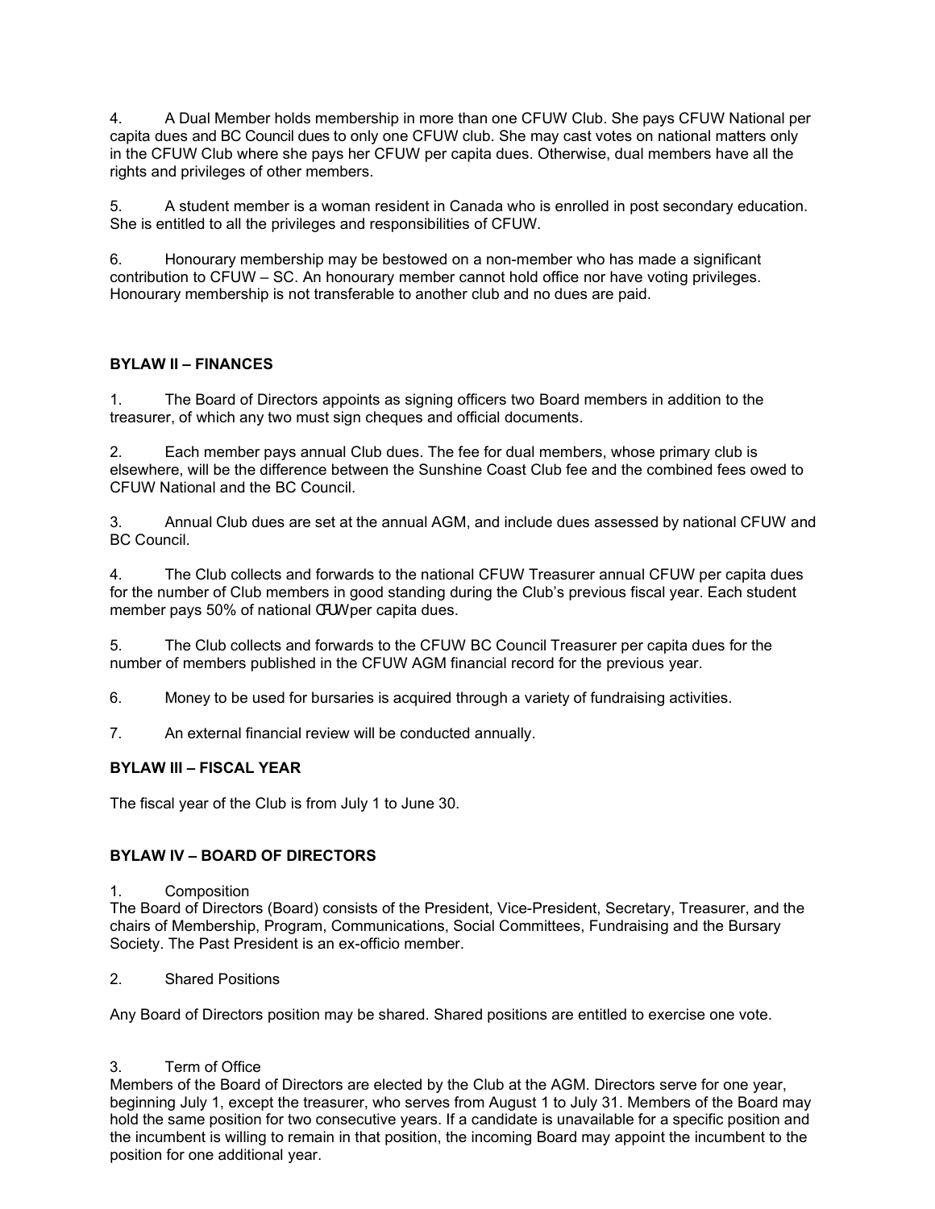4. A Dual Member holds membership in more than one CFUW Club. She pays CFUW National per capita dues and BC Council dues to only one CFUW club. She may cast votes on national matters only in the CFUW Club where she pays her CFUW per capita dues. Otherwise, dual members have all the rights and privileges of other members.

5. A student member is a woman resident in Canada who is enrolled in post secondary education. She is entitled to all the privileges and responsibilities of CFUW.

6. Honourary membership may be bestowed on a non-member who has made a significant contribution to CFUW – SC. An honourary member cannot hold office nor have voting privileges. Honourary membership is not transferable to another club and no dues are paid.

## BYLAW II – FINANCES

1. The Board of Directors appoints as signing officers two Board members in addition to the treasurer, of which any two must sign cheques and official documents.

2. Each member pays annual Club dues. The fee for dual members, whose primary club is elsewhere, will be the difference between the Sunshine Coast Club fee and the combined fees owed to CFUW National and the BC Council.

3. Annual Club dues are set at the annual AGM, and include dues assessed by national CFUW and BC Council.

4. The Club collects and forwards to the national CFUW Treasurer annual CFUW per capita dues for the number of Club members in good standing during the Club's previous fiscal year. Each student member pays 50% of national CFUW per capita dues.

5. The Club collects and forwards to the CFUW BC Council Treasurer per capita dues for the number of members published in the CFUW AGM financial record for the previous year.

6. Money to be used for bursaries is acquired through a variety of fundraising activities.

7. An external financial review will be conducted annually.

## BYLAW III – FISCAL YEAR

The fiscal year of the Club is from July 1 to June 30.

## BYLAW IV – BOARD OF DIRECTORS

1. Composition

The Board of Directors (Board) consists of the President, Vice-President, Secretary, Treasurer, and the chairs of Membership, Program, Communications, Social Committees, Fundraising and the Bursary Society. The Past President is an ex-officio member.

2. Shared Positions

Any Board of Directors position may be shared. Shared positions are entitled to exercise one vote.

3. Term of Office

Members of the Board of Directors are elected by the Club at the AGM. Directors serve for one year, beginning July 1, except the treasurer, who serves from August 1 to July 31. Members of the Board may hold the same position for two consecutive years. If a candidate is unavailable for a specific position and the incumbent is willing to remain in that position, the incoming Board may appoint the incumbent to the position for one additional year.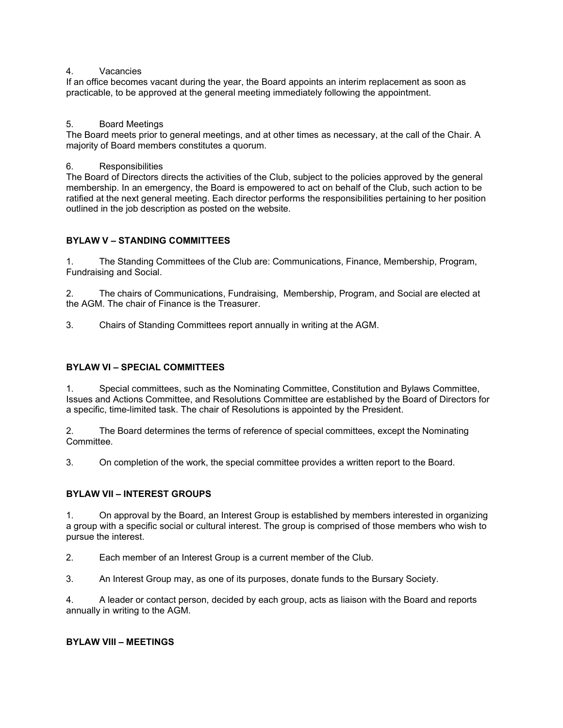4. Vacancies

If an office becomes vacant during the year, the Board appoints an interim replacement as soon as practicable, to be approved at the general meeting immediately following the appointment.

5. Board Meetings

The Board meets prior to general meetings, and at other times as necessary, at the call of the Chair. A majority of Board members constitutes a quorum.

6. Responsibilities

The Board of Directors directs the activities of the Club, subject to the policies approved by the general membership. In an emergency, the Board is empowered to act on behalf of the Club, such action to be ratified at the next general meeting. Each director performs the responsibilities pertaining to her position outlined in the job description as posted on the website.

## BYLAW V – STANDING COMMITTEES

1. The Standing Committees of the Club are: Communications, Finance, Membership, Program, Fundraising and Social.

2. The chairs of Communications, Fundraising, Membership, Program, and Social are elected at the AGM. The chair of Finance is the Treasurer.

3. Chairs of Standing Committees report annually in writing at the AGM.

## BYLAW VI – SPECIAL COMMITTEES

1. Special committees, such as the Nominating Committee, Constitution and Bylaws Committee, Issues and Actions Committee, and Resolutions Committee are established by the Board of Directors for a specific, time-limited task. The chair of Resolutions is appointed by the President.

2. The Board determines the terms of reference of special committees, except the Nominating Committee.

3. On completion of the work, the special committee provides a written report to the Board.

## BYLAW VII – INTEREST GROUPS

1. On approval by the Board, an Interest Group is established by members interested in organizing a group with a specific social or cultural interest. The group is comprised of those members who wish to pursue the interest.

2. Each member of an Interest Group is a current member of the Club.

3. An Interest Group may, as one of its purposes, donate funds to the Bursary Society.

4. A leader or contact person, decided by each group, acts as liaison with the Board and reports annually in writing to the AGM.

## BYLAW VIII – MEETINGS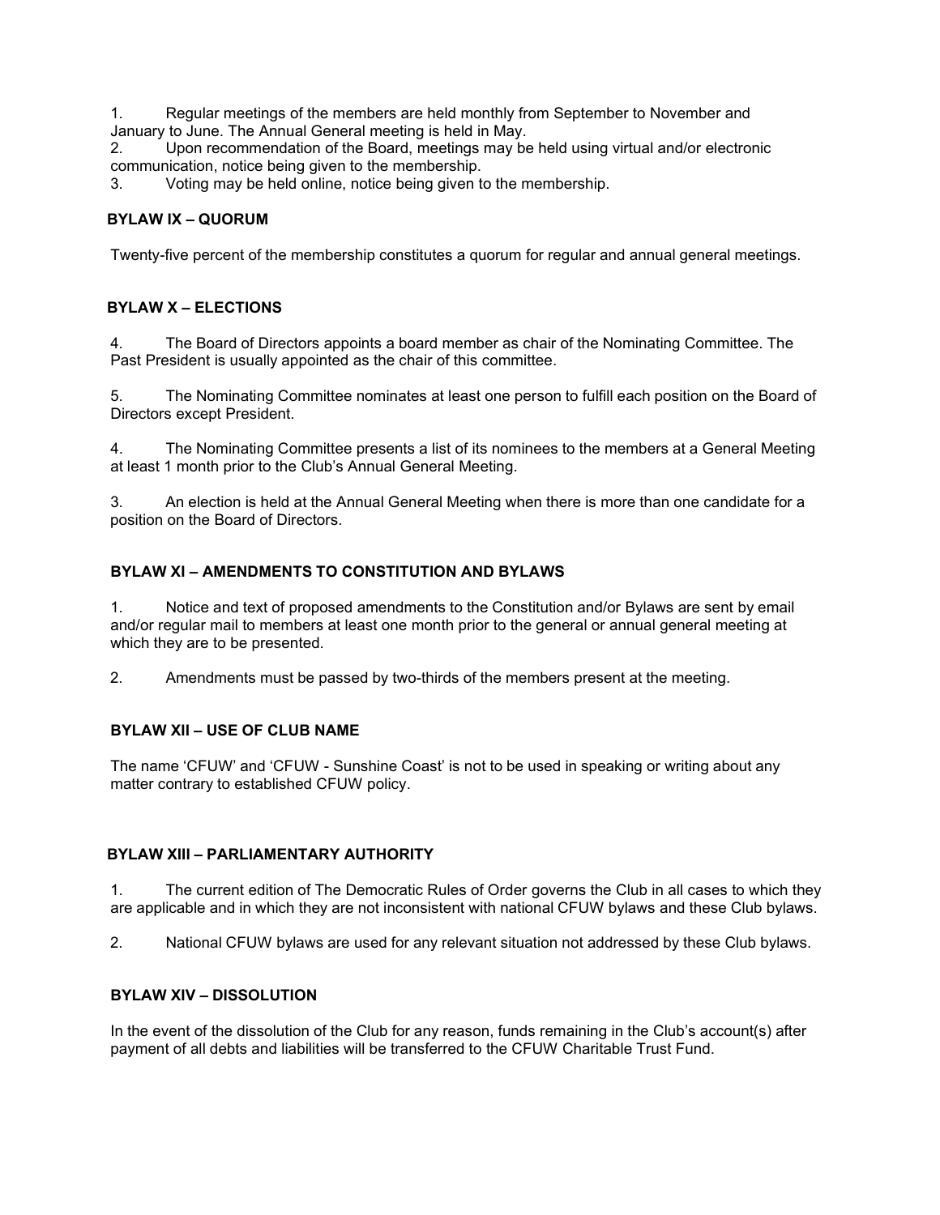1. Regular meetings of the members are held monthly from September to November and January to June. The Annual General meeting is held in May.
2. Upon recommendation of the Board, meetings may be held using virtual and/or electronic communication, notice being given to the membership.
3. Voting may be held online, notice being given to the membership.

## BYLAW IX – QUORUM

Twenty-five percent of the membership constitutes a quorum for regular and annual general meetings.

## BYLAW X – ELECTIONS

4. The Board of Directors appoints a board member as chair of the Nominating Committee. The Past President is usually appointed as the chair of this committee.

5. The Nominating Committee nominates at least one person to fulfill each position on the Board of Directors except President.

4. The Nominating Committee presents a list of its nominees to the members at a General Meeting at least 1 month prior to the Club's Annual General Meeting.

3. An election is held at the Annual General Meeting when there is more than one candidate for a position on the Board of Directors.

## BYLAW XI – AMENDMENTS TO CONSTITUTION AND BYLAWS

1. Notice and text of proposed amendments to the Constitution and/or Bylaws are sent by email and/or regular mail to members at least one month prior to the general or annual general meeting at which they are to be presented.

2. Amendments must be passed by two-thirds of the members present at the meeting.

## BYLAW XII – USE OF CLUB NAME

The name 'CFUW' and 'CFUW - Sunshine Coast' is not to be used in speaking or writing about any matter contrary to established CFUW policy.

## BYLAW XIII – PARLIAMENTARY AUTHORITY

1. The current edition of The Democratic Rules of Order governs the Club in all cases to which they are applicable and in which they are not inconsistent with national CFUW bylaws and these Club bylaws.

2. National CFUW bylaws are used for any relevant situation not addressed by these Club bylaws.

## BYLAW XIV – DISSOLUTION

In the event of the dissolution of the Club for any reason, funds remaining in the Club's account(s) after payment of all debts and liabilities will be transferred to the CFUW Charitable Trust Fund.